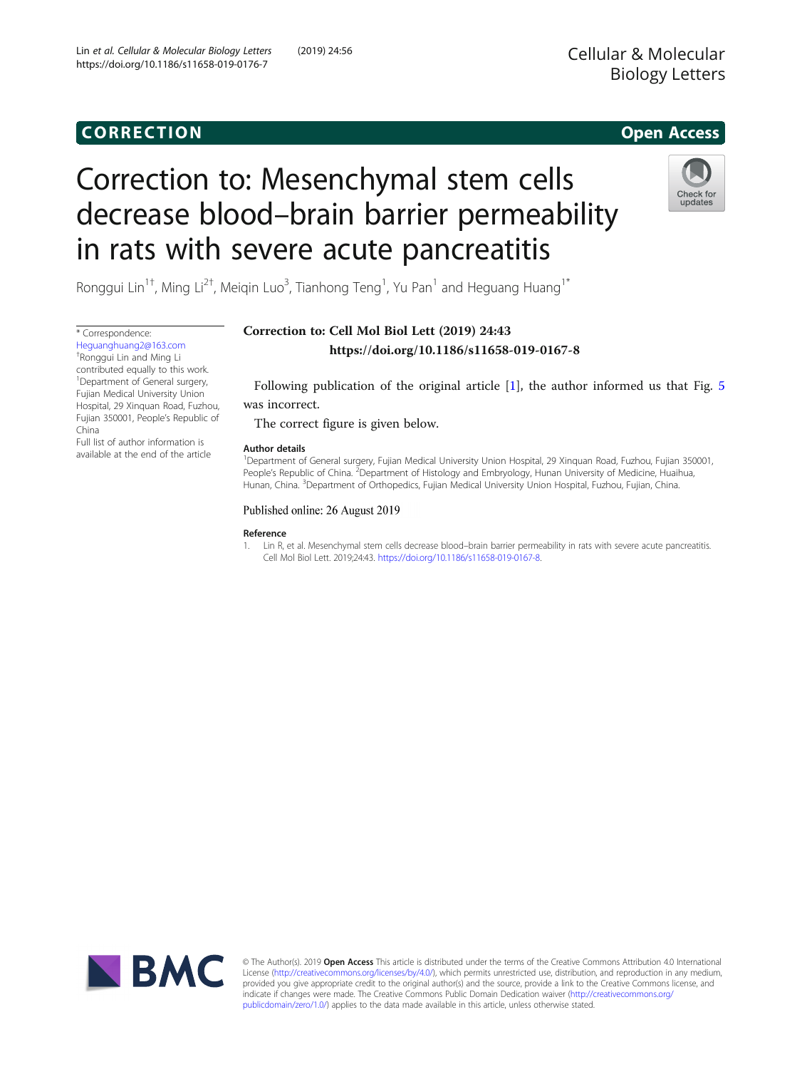CORRECTION

Open Access

# Correction to: Mesenchymal stem cells decrease blood–brain barrier permeability in rats with severe acute pancreatitis

Ronggui Lin[1†], Ming Li[2†], Meiqin Luo[3], Tianhong Teng[1], Yu Pan[1] and Heguang Huang[1*]

* Correspondence: Heguanghuang2@163.com

†Ronggui Lin and Ming Li contributed equally to this work.

[1]Department of General surgery, Fujian Medical University Union Hospital, 29 Xinquan Road, Fuzhou, Fujian 350001, People's Republic of China

Full list of author information is available at the end of the article

**Correction to: Cell Mol Biol Lett (2019) 24:43**
**https://doi.org/10.1186/s11658-019-0167-8**

Following publication of the original article [1], the author informed us that Fig. 5 was incorrect.

The correct figure is given below.

### Author details

[1]Department of General surgery, Fujian Medical University Union Hospital, 29 Xinquan Road, Fuzhou, Fujian 350001, People's Republic of China. [2]Department of Histology and Embryology, Hunan University of Medicine, Huaihua, Hunan, China. [3]Department of Orthopedics, Fujian Medical University Union Hospital, Fuzhou, Fujian, China.

Published online: 26 August 2019

### Reference

1. Lin R, et al. Mesenchymal stem cells decrease blood–brain barrier permeability in rats with severe acute pancreatitis. Cell Mol Biol Lett. 2019;24:43. https://doi.org/10.1186/s11658-019-0167-8.

© The Author(s). 2019 **Open Access** This article is distributed under the terms of the Creative Commons Attribution 4.0 International License (http://creativecommons.org/licenses/by/4.0/), which permits unrestricted use, distribution, and reproduction in any medium, provided you give appropriate credit to the original author(s) and the source, provide a link to the Creative Commons license, and indicate if changes were made. The Creative Commons Public Domain Dedication waiver (http://creativecommons.org/publicdomain/zero/1.0/) applies to the data made available in this article, unless otherwise stated.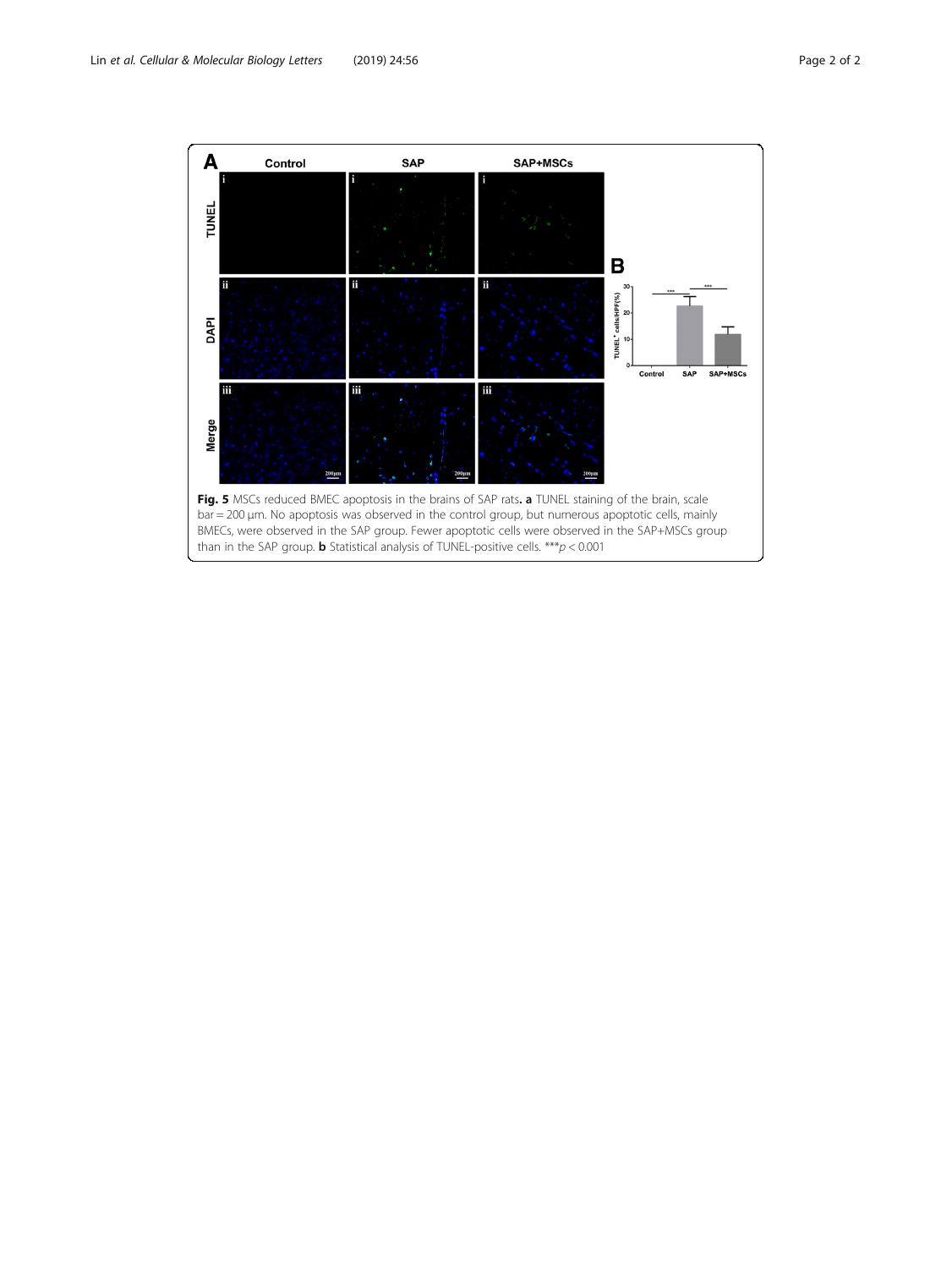A

Control

SAP

SAP+MSCs

TUNEL

DAPI

Merge

i

ii

iii

200μm

B

TUNEL$^{+}$ cells/HPF(%)

30

20

10

0

***

***

Control

SAP

SAP+MSCs

**Fig. 5** MSCs reduced BMEC apoptosis in the brains of SAP rats**. a** TUNEL staining of the brain, scale bar = 200 μm. No apoptosis was observed in the control group, but numerous apoptotic cells, mainly BMECs, were observed in the SAP group. Fewer apoptotic cells were observed in the SAP+MSCs group than in the SAP group. **b** Statistical analysis of TUNEL-positive cells. ***$p < 0.001$